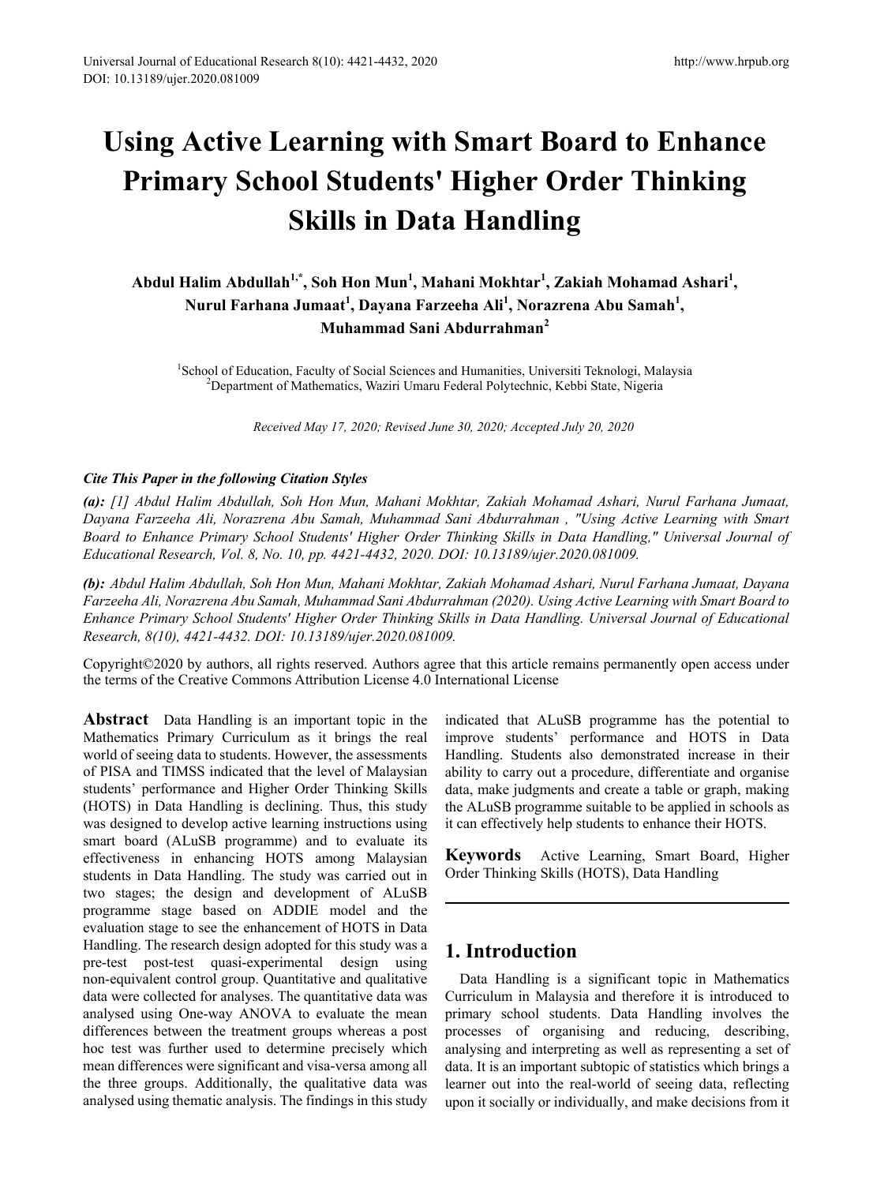# Using Active Learning with Smart Board to Enhance Primary School Students' Higher Order Thinking Skills in Data Handling

**Abdul Halim Abdullah[1,*], Soh Hon Mun[1], Mahani Mokhtar[1], Zakiah Mohamad Ashari[1], Nurul Farhana Jumaat[1], Dayana Farzeeha Ali[1], Norazrena Abu Samah[1], Muhammad Sani Abdurrahman[2]**

[1]School of Education, Faculty of Social Sciences and Humanities, Universiti Teknologi, Malaysia
[2]Department of Mathematics, Waziri Umaru Federal Polytechnic, Kebbi State, Nigeria

*Received May 17, 2020; Revised June 30, 2020; Accepted July 20, 2020*

***Cite This Paper in the following Citation Styles***

***(a):*** *[1] Abdul Halim Abdullah, Soh Hon Mun, Mahani Mokhtar, Zakiah Mohamad Ashari, Nurul Farhana Jumaat, Dayana Farzeeha Ali, Norazrena Abu Samah, Muhammad Sani Abdurrahman , "Using Active Learning with Smart Board to Enhance Primary School Students' Higher Order Thinking Skills in Data Handling," Universal Journal of Educational Research, Vol. 8, No. 10, pp. 4421-4432, 2020. DOI: 10.13189/ujer.2020.081009.*

***(b):*** *Abdul Halim Abdullah, Soh Hon Mun, Mahani Mokhtar, Zakiah Mohamad Ashari, Nurul Farhana Jumaat, Dayana Farzeeha Ali, Norazrena Abu Samah, Muhammad Sani Abdurrahman (2020). Using Active Learning with Smart Board to Enhance Primary School Students' Higher Order Thinking Skills in Data Handling. Universal Journal of Educational Research, 8(10), 4421-4432. DOI: 10.13189/ujer.2020.081009.*

Copyright©2020 by authors, all rights reserved. Authors agree that this article remains permanently open access under the terms of the Creative Commons Attribution License 4.0 International License

**Abstract** Data Handling is an important topic in the Mathematics Primary Curriculum as it brings the real world of seeing data to students. However, the assessments of PISA and TIMSS indicated that the level of Malaysian students' performance and Higher Order Thinking Skills (HOTS) in Data Handling is declining. Thus, this study was designed to develop active learning instructions using smart board (ALuSB programme) and to evaluate its effectiveness in enhancing HOTS among Malaysian students in Data Handling. The study was carried out in two stages; the design and development of ALuSB programme stage based on ADDIE model and the evaluation stage to see the enhancement of HOTS in Data Handling. The research design adopted for this study was a pre-test post-test quasi-experimental design using non-equivalent control group. Quantitative and qualitative data were collected for analyses. The quantitative data was analysed using One-way ANOVA to evaluate the mean differences between the treatment groups whereas a post hoc test was further used to determine precisely which mean differences were significant and visa-versa among all the three groups. Additionally, the qualitative data was analysed using thematic analysis. The findings in this study indicated that ALuSB programme has the potential to improve students' performance and HOTS in Data Handling. Students also demonstrated increase in their ability to carry out a procedure, differentiate and organise data, make judgments and create a table or graph, making the ALuSB programme suitable to be applied in schools as it can effectively help students to enhance their HOTS.

**Keywords** Active Learning, Smart Board, Higher Order Thinking Skills (HOTS), Data Handling

## 1. Introduction

Data Handling is a significant topic in Mathematics Curriculum in Malaysia and therefore it is introduced to primary school students. Data Handling involves the processes of organising and reducing, describing, analysing and interpreting as well as representing a set of data. It is an important subtopic of statistics which brings a learner out into the real-world of seeing data, reflecting upon it socially or individually, and make decisions from it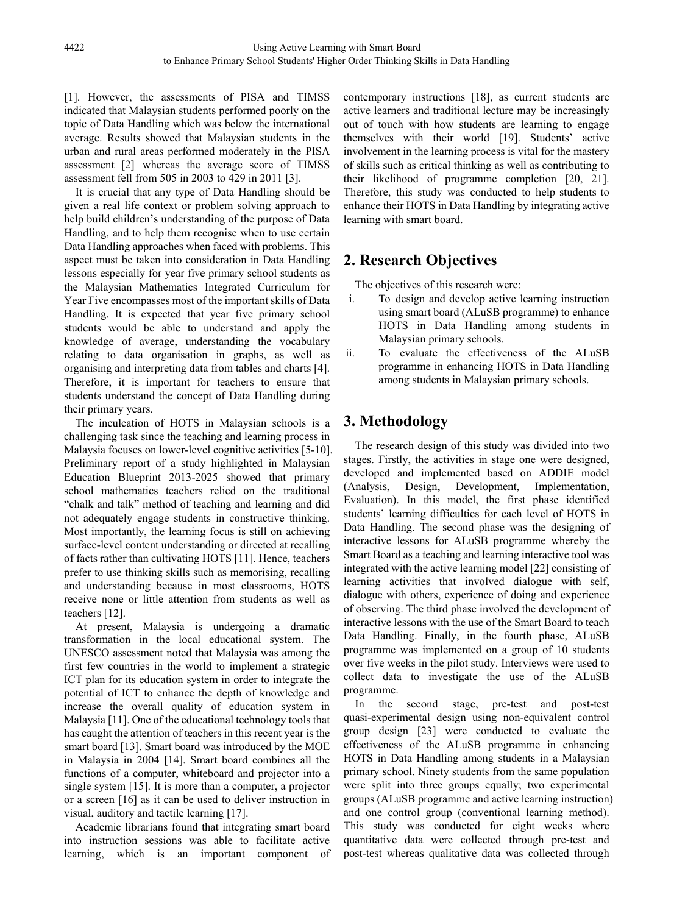[1]. However, the assessments of PISA and TIMSS indicated that Malaysian students performed poorly on the topic of Data Handling which was below the international average. Results showed that Malaysian students in the urban and rural areas performed moderately in the PISA assessment [2] whereas the average score of TIMSS assessment fell from 505 in 2003 to 429 in 2011 [3].

It is crucial that any type of Data Handling should be given a real life context or problem solving approach to help build children's understanding of the purpose of Data Handling, and to help them recognise when to use certain Data Handling approaches when faced with problems. This aspect must be taken into consideration in Data Handling lessons especially for year five primary school students as the Malaysian Mathematics Integrated Curriculum for Year Five encompasses most of the important skills of Data Handling. It is expected that year five primary school students would be able to understand and apply the knowledge of average, understanding the vocabulary relating to data organisation in graphs, as well as organising and interpreting data from tables and charts [4]. Therefore, it is important for teachers to ensure that students understand the concept of Data Handling during their primary years.

The inculcation of HOTS in Malaysian schools is a challenging task since the teaching and learning process in Malaysia focuses on lower-level cognitive activities [5-10]. Preliminary report of a study highlighted in Malaysian Education Blueprint 2013-2025 showed that primary school mathematics teachers relied on the traditional "chalk and talk" method of teaching and learning and did not adequately engage students in constructive thinking. Most importantly, the learning focus is still on achieving surface-level content understanding or directed at recalling of facts rather than cultivating HOTS [11]. Hence, teachers prefer to use thinking skills such as memorising, recalling and understanding because in most classrooms, HOTS receive none or little attention from students as well as teachers [12].

At present, Malaysia is undergoing a dramatic transformation in the local educational system. The UNESCO assessment noted that Malaysia was among the first few countries in the world to implement a strategic ICT plan for its education system in order to integrate the potential of ICT to enhance the depth of knowledge and increase the overall quality of education system in Malaysia [11]. One of the educational technology tools that has caught the attention of teachers in this recent year is the smart board [13]. Smart board was introduced by the MOE in Malaysia in 2004 [14]. Smart board combines all the functions of a computer, whiteboard and projector into a single system [15]. It is more than a computer, a projector or a screen [16] as it can be used to deliver instruction in visual, auditory and tactile learning [17].

Academic librarians found that integrating smart board into instruction sessions was able to facilitate active learning, which is an important component of contemporary instructions [18], as current students are active learners and traditional lecture may be increasingly out of touch with how students are learning to engage themselves with their world [19]. Students' active involvement in the learning process is vital for the mastery of skills such as critical thinking as well as contributing to their likelihood of programme completion [20, 21]. Therefore, this study was conducted to help students to enhance their HOTS in Data Handling by integrating active learning with smart board.

## 2. Research Objectives

The objectives of this research were:

i. To design and develop active learning instruction using smart board (ALuSB programme) to enhance HOTS in Data Handling among students in Malaysian primary schools.
ii. To evaluate the effectiveness of the ALuSB programme in enhancing HOTS in Data Handling among students in Malaysian primary schools.

## 3. Methodology

The research design of this study was divided into two stages. Firstly, the activities in stage one were designed, developed and implemented based on ADDIE model (Analysis, Design, Development, Implementation, Evaluation). In this model, the first phase identified students' learning difficulties for each level of HOTS in Data Handling. The second phase was the designing of interactive lessons for ALuSB programme whereby the Smart Board as a teaching and learning interactive tool was integrated with the active learning model [22] consisting of learning activities that involved dialogue with self, dialogue with others, experience of doing and experience of observing. The third phase involved the development of interactive lessons with the use of the Smart Board to teach Data Handling. Finally, in the fourth phase, ALuSB programme was implemented on a group of 10 students over five weeks in the pilot study. Interviews were used to collect data to investigate the use of the ALuSB programme.

In the second stage, pre-test and post-test quasi-experimental design using non-equivalent control group design [23] were conducted to evaluate the effectiveness of the ALuSB programme in enhancing HOTS in Data Handling among students in a Malaysian primary school. Ninety students from the same population were split into three groups equally; two experimental groups (ALuSB programme and active learning instruction) and one control group (conventional learning method). This study was conducted for eight weeks where quantitative data were collected through pre-test and post-test whereas qualitative data was collected through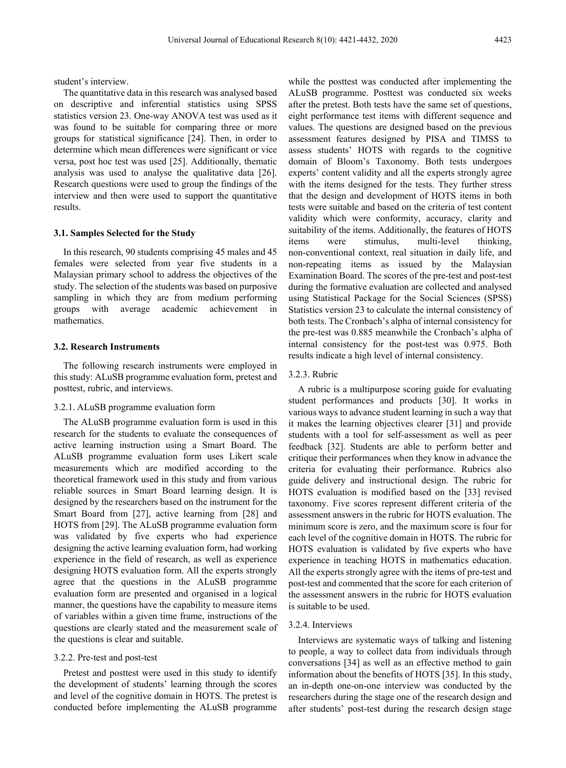student's interview.

The quantitative data in this research was analysed based on descriptive and inferential statistics using SPSS statistics version 23. One-way ANOVA test was used as it was found to be suitable for comparing three or more groups for statistical significance [24]. Then, in order to determine which mean differences were significant or vice versa, post hoc test was used [25]. Additionally, thematic analysis was used to analyse the qualitative data [26]. Research questions were used to group the findings of the interview and then were used to support the quantitative results.

### 3.1. Samples Selected for the Study

In this research, 90 students comprising 45 males and 45 females were selected from year five students in a Malaysian primary school to address the objectives of the study. The selection of the students was based on purposive sampling in which they are from medium performing groups with average academic achievement in mathematics.

### 3.2. Research Instruments

The following research instruments were employed in this study: ALuSB programme evaluation form, pretest and posttest, rubric, and interviews.

#### 3.2.1. ALuSB programme evaluation form

The ALuSB programme evaluation form is used in this research for the students to evaluate the consequences of active learning instruction using a Smart Board. The ALuSB programme evaluation form uses Likert scale measurements which are modified according to the theoretical framework used in this study and from various reliable sources in Smart Board learning design. It is designed by the researchers based on the instrument for the Smart Board from [27], active learning from [28] and HOTS from [29]. The ALuSB programme evaluation form was validated by five experts who had experience designing the active learning evaluation form, had working experience in the field of research, as well as experience designing HOTS evaluation form. All the experts strongly agree that the questions in the ALuSB programme evaluation form are presented and organised in a logical manner, the questions have the capability to measure items of variables within a given time frame, instructions of the questions are clearly stated and the measurement scale of the questions is clear and suitable.

#### 3.2.2. Pre-test and post-test

Pretest and posttest were used in this study to identify the development of students' learning through the scores and level of the cognitive domain in HOTS. The pretest is conducted before implementing the ALuSB programme while the posttest was conducted after implementing the ALuSB programme. Posttest was conducted six weeks after the pretest. Both tests have the same set of questions, eight performance test items with different sequence and values. The questions are designed based on the previous assessment features designed by PISA and TIMSS to assess students' HOTS with regards to the cognitive domain of Bloom's Taxonomy. Both tests undergoes experts' content validity and all the experts strongly agree with the items designed for the tests. They further stress that the design and development of HOTS items in both tests were suitable and based on the criteria of test content validity which were conformity, accuracy, clarity and suitability of the items. Additionally, the features of HOTS items were stimulus, multi-level thinking, non-conventional context, real situation in daily life, and non-repeating items as issued by the Malaysian Examination Board. The scores of the pre-test and post-test during the formative evaluation are collected and analysed using Statistical Package for the Social Sciences (SPSS) Statistics version 23 to calculate the internal consistency of both tests. The Cronbach's alpha of internal consistency for the pre-test was 0.885 meanwhile the Cronbach's alpha of internal consistency for the post-test was 0.975. Both results indicate a high level of internal consistency.

#### 3.2.3. Rubric

A rubric is a multipurpose scoring guide for evaluating student performances and products [30]. It works in various ways to advance student learning in such a way that it makes the learning objectives clearer [31] and provide students with a tool for self-assessment as well as peer feedback [32]. Students are able to perform better and critique their performances when they know in advance the criteria for evaluating their performance. Rubrics also guide delivery and instructional design. The rubric for HOTS evaluation is modified based on the [33] revised taxonomy. Five scores represent different criteria of the assessment answers in the rubric for HOTS evaluation. The minimum score is zero, and the maximum score is four for each level of the cognitive domain in HOTS. The rubric for HOTS evaluation is validated by five experts who have experience in teaching HOTS in mathematics education. All the experts strongly agree with the items of pre-test and post-test and commented that the score for each criterion of the assessment answers in the rubric for HOTS evaluation is suitable to be used.

#### 3.2.4. Interviews

Interviews are systematic ways of talking and listening to people, a way to collect data from individuals through conversations [34] as well as an effective method to gain information about the benefits of HOTS [35]. In this study, an in-depth one-on-one interview was conducted by the researchers during the stage one of the research design and after students' post-test during the research design stage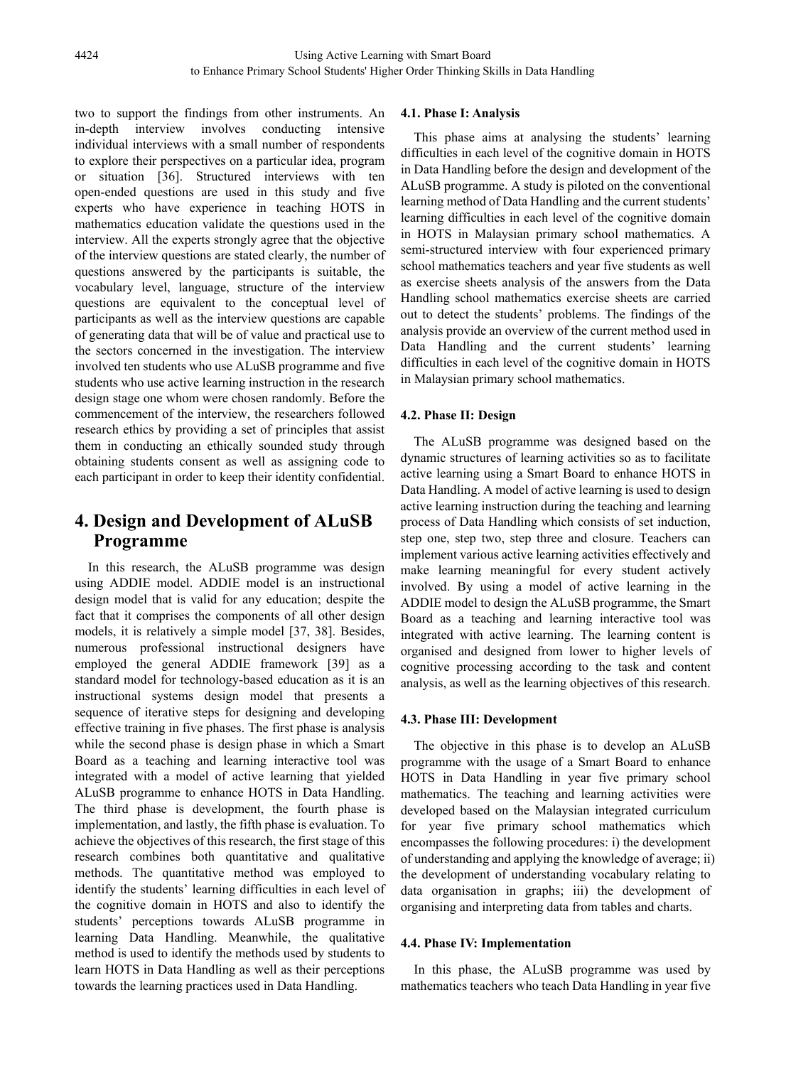two to support the findings from other instruments. An in-depth interview involves conducting intensive individual interviews with a small number of respondents to explore their perspectives on a particular idea, program or situation [36]. Structured interviews with ten open-ended questions are used in this study and five experts who have experience in teaching HOTS in mathematics education validate the questions used in the interview. All the experts strongly agree that the objective of the interview questions are stated clearly, the number of questions answered by the participants is suitable, the vocabulary level, language, structure of the interview questions are equivalent to the conceptual level of participants as well as the interview questions are capable of generating data that will be of value and practical use to the sectors concerned in the investigation. The interview involved ten students who use ALuSB programme and five students who use active learning instruction in the research design stage one whom were chosen randomly. Before the commencement of the interview, the researchers followed research ethics by providing a set of principles that assist them in conducting an ethically sounded study through obtaining students consent as well as assigning code to each participant in order to keep their identity confidential.

# 4. Design and Development of ALuSB Programme

In this research, the ALuSB programme was design using ADDIE model. ADDIE model is an instructional design model that is valid for any education; despite the fact that it comprises the components of all other design models, it is relatively a simple model [37, 38]. Besides, numerous professional instructional designers have employed the general ADDIE framework [39] as a standard model for technology-based education as it is an instructional systems design model that presents a sequence of iterative steps for designing and developing effective training in five phases. The first phase is analysis while the second phase is design phase in which a Smart Board as a teaching and learning interactive tool was integrated with a model of active learning that yielded ALuSB programme to enhance HOTS in Data Handling. The third phase is development, the fourth phase is implementation, and lastly, the fifth phase is evaluation. To achieve the objectives of this research, the first stage of this research combines both quantitative and qualitative methods. The quantitative method was employed to identify the students' learning difficulties in each level of the cognitive domain in HOTS and also to identify the students' perceptions towards ALuSB programme in learning Data Handling. Meanwhile, the qualitative method is used to identify the methods used by students to learn HOTS in Data Handling as well as their perceptions towards the learning practices used in Data Handling.

### 4.1. Phase I: Analysis

This phase aims at analysing the students' learning difficulties in each level of the cognitive domain in HOTS in Data Handling before the design and development of the ALuSB programme. A study is piloted on the conventional learning method of Data Handling and the current students' learning difficulties in each level of the cognitive domain in HOTS in Malaysian primary school mathematics. A semi-structured interview with four experienced primary school mathematics teachers and year five students as well as exercise sheets analysis of the answers from the Data Handling school mathematics exercise sheets are carried out to detect the students' problems. The findings of the analysis provide an overview of the current method used in Data Handling and the current students' learning difficulties in each level of the cognitive domain in HOTS in Malaysian primary school mathematics.

### 4.2. Phase II: Design

The ALuSB programme was designed based on the dynamic structures of learning activities so as to facilitate active learning using a Smart Board to enhance HOTS in Data Handling. A model of active learning is used to design active learning instruction during the teaching and learning process of Data Handling which consists of set induction, step one, step two, step three and closure. Teachers can implement various active learning activities effectively and make learning meaningful for every student actively involved. By using a model of active learning in the ADDIE model to design the ALuSB programme, the Smart Board as a teaching and learning interactive tool was integrated with active learning. The learning content is organised and designed from lower to higher levels of cognitive processing according to the task and content analysis, as well as the learning objectives of this research.

### 4.3. Phase III: Development

The objective in this phase is to develop an ALuSB programme with the usage of a Smart Board to enhance HOTS in Data Handling in year five primary school mathematics. The teaching and learning activities were developed based on the Malaysian integrated curriculum for year five primary school mathematics which encompasses the following procedures: i) the development of understanding and applying the knowledge of average; ii) the development of understanding vocabulary relating to data organisation in graphs; iii) the development of organising and interpreting data from tables and charts.

### 4.4. Phase IV: Implementation

In this phase, the ALuSB programme was used by mathematics teachers who teach Data Handling in year five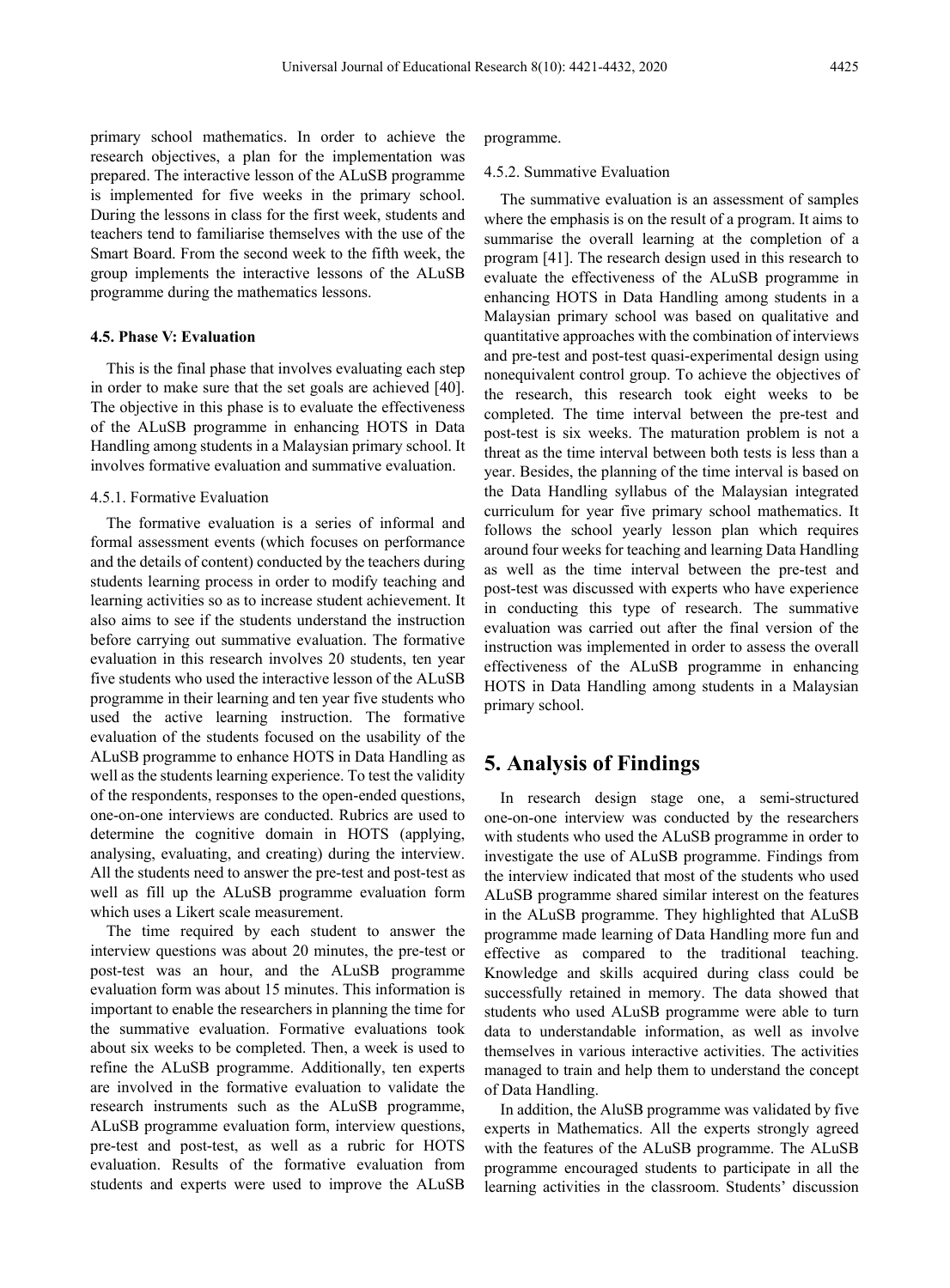primary school mathematics. In order to achieve the research objectives, a plan for the implementation was prepared. The interactive lesson of the ALuSB programme is implemented for five weeks in the primary school. During the lessons in class for the first week, students and teachers tend to familiarise themselves with the use of the Smart Board. From the second week to the fifth week, the group implements the interactive lessons of the ALuSB programme during the mathematics lessons.

### 4.5. Phase V: Evaluation

This is the final phase that involves evaluating each step in order to make sure that the set goals are achieved [40]. The objective in this phase is to evaluate the effectiveness of the ALuSB programme in enhancing HOTS in Data Handling among students in a Malaysian primary school. It involves formative evaluation and summative evaluation.

#### 4.5.1. Formative Evaluation

The formative evaluation is a series of informal and formal assessment events (which focuses on performance and the details of content) conducted by the teachers during students learning process in order to modify teaching and learning activities so as to increase student achievement. It also aims to see if the students understand the instruction before carrying out summative evaluation. The formative evaluation in this research involves 20 students, ten year five students who used the interactive lesson of the ALuSB programme in their learning and ten year five students who used the active learning instruction. The formative evaluation of the students focused on the usability of the ALuSB programme to enhance HOTS in Data Handling as well as the students learning experience. To test the validity of the respondents, responses to the open-ended questions, one-on-one interviews are conducted. Rubrics are used to determine the cognitive domain in HOTS (applying, analysing, evaluating, and creating) during the interview. All the students need to answer the pre-test and post-test as well as fill up the ALuSB programme evaluation form which uses a Likert scale measurement.

The time required by each student to answer the interview questions was about 20 minutes, the pre-test or post-test was an hour, and the ALuSB programme evaluation form was about 15 minutes. This information is important to enable the researchers in planning the time for the summative evaluation. Formative evaluations took about six weeks to be completed. Then, a week is used to refine the ALuSB programme. Additionally, ten experts are involved in the formative evaluation to validate the research instruments such as the ALuSB programme, ALuSB programme evaluation form, interview questions, pre-test and post-test, as well as a rubric for HOTS evaluation. Results of the formative evaluation from students and experts were used to improve the ALuSB programme.

#### 4.5.2. Summative Evaluation

The summative evaluation is an assessment of samples where the emphasis is on the result of a program. It aims to summarise the overall learning at the completion of a program [41]. The research design used in this research to evaluate the effectiveness of the ALuSB programme in enhancing HOTS in Data Handling among students in a Malaysian primary school was based on qualitative and quantitative approaches with the combination of interviews and pre-test and post-test quasi-experimental design using nonequivalent control group. To achieve the objectives of the research, this research took eight weeks to be completed. The time interval between the pre-test and post-test is six weeks. The maturation problem is not a threat as the time interval between both tests is less than a year. Besides, the planning of the time interval is based on the Data Handling syllabus of the Malaysian integrated curriculum for year five primary school mathematics. It follows the school yearly lesson plan which requires around four weeks for teaching and learning Data Handling as well as the time interval between the pre-test and post-test was discussed with experts who have experience in conducting this type of research. The summative evaluation was carried out after the final version of the instruction was implemented in order to assess the overall effectiveness of the ALuSB programme in enhancing HOTS in Data Handling among students in a Malaysian primary school.

## 5. Analysis of Findings

In research design stage one, a semi-structured one-on-one interview was conducted by the researchers with students who used the ALuSB programme in order to investigate the use of ALuSB programme. Findings from the interview indicated that most of the students who used ALuSB programme shared similar interest on the features in the ALuSB programme. They highlighted that ALuSB programme made learning of Data Handling more fun and effective as compared to the traditional teaching. Knowledge and skills acquired during class could be successfully retained in memory. The data showed that students who used ALuSB programme were able to turn data to understandable information, as well as involve themselves in various interactive activities. The activities managed to train and help them to understand the concept of Data Handling.

In addition, the AluSB programme was validated by five experts in Mathematics. All the experts strongly agreed with the features of the ALuSB programme. The ALuSB programme encouraged students to participate in all the learning activities in the classroom. Students' discussion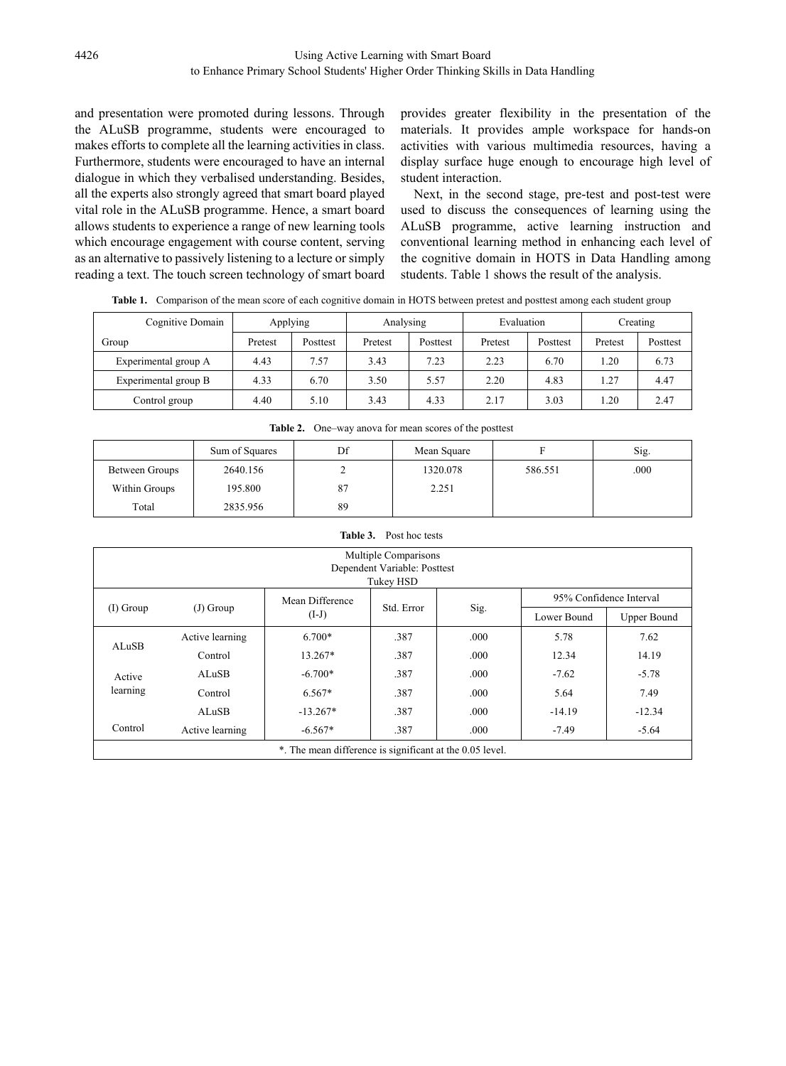and presentation were promoted during lessons. Through the ALuSB programme, students were encouraged to makes efforts to complete all the learning activities in class. Furthermore, students were encouraged to have an internal dialogue in which they verbalised understanding. Besides, all the experts also strongly agreed that smart board played vital role in the ALuSB programme. Hence, a smart board allows students to experience a range of new learning tools which encourage engagement with course content, serving as an alternative to passively listening to a lecture or simply reading a text. The touch screen technology of smart board provides greater flexibility in the presentation of the materials. It provides ample workspace for hands-on activities with various multimedia resources, having a display surface huge enough to encourage high level of student interaction.

Next, in the second stage, pre-test and post-test were used to discuss the consequences of learning using the ALuSB programme, active learning instruction and conventional learning method in enhancing each level of the cognitive domain in HOTS in Data Handling among students. Table 1 shows the result of the analysis.

**Table 1.** Comparison of the mean score of each cognitive domain in HOTS between pretest and posttest among each student group

| Cognitive Domain | Applying | | Analysing | | Evaluation | | Creating | |
|---|---|---|---|---|---|---|---|---|
| Group | Pretest | Posttest | Pretest | Posttest | Pretest | Posttest | Pretest | Posttest |
| Experimental group A | 4.43 | 7.57 | 3.43 | 7.23 | 2.23 | 6.70 | 1.20 | 6.73 |
| Experimental group B | 4.33 | 6.70 | 3.50 | 5.57 | 2.20 | 4.83 | 1.27 | 4.47 |
| Control group | 4.40 | 5.10 | 3.43 | 4.33 | 2.17 | 3.03 | 1.20 | 2.47 |

**Table 2.** One–way anova for mean scores of the posttest

| | Sum of Squares | Df | Mean Square | F | Sig. |
|---|---|---|---|---|---|
| Between Groups | 2640.156 | 2 | 1320.078 | 586.551 | .000 |
| Within Groups | 195.800 | 87 | 2.251 | | |
| Total | 2835.956 | 89 | | | |

**Table 3.** Post hoc tests

Multiple Comparisons
Dependent Variable: Posttest
Tukey HSD

| (I) Group | (J) Group | Mean Difference (I-J) | Std. Error | Sig. | 95% Confidence Interval | |
|---|---|---|---|---|---|---|
| | | | | | Lower Bound | Upper Bound |
| ALuSB | Active learning | 6.700* | .387 | .000 | 5.78 | 7.62 |
| | Control | 13.267* | .387 | .000 | 12.34 | 14.19 |
| Active learning | ALuSB | -6.700* | .387 | .000 | -7.62 | -5.78 |
| | Control | 6.567* | .387 | .000 | 5.64 | 7.49 |
| Control | ALuSB | -13.267* | .387 | .000 | -14.19 | -12.34 |
| | Active learning | -6.567* | .387 | .000 | -7.49 | -5.64 |

*. The mean difference is significant at the 0.05 level.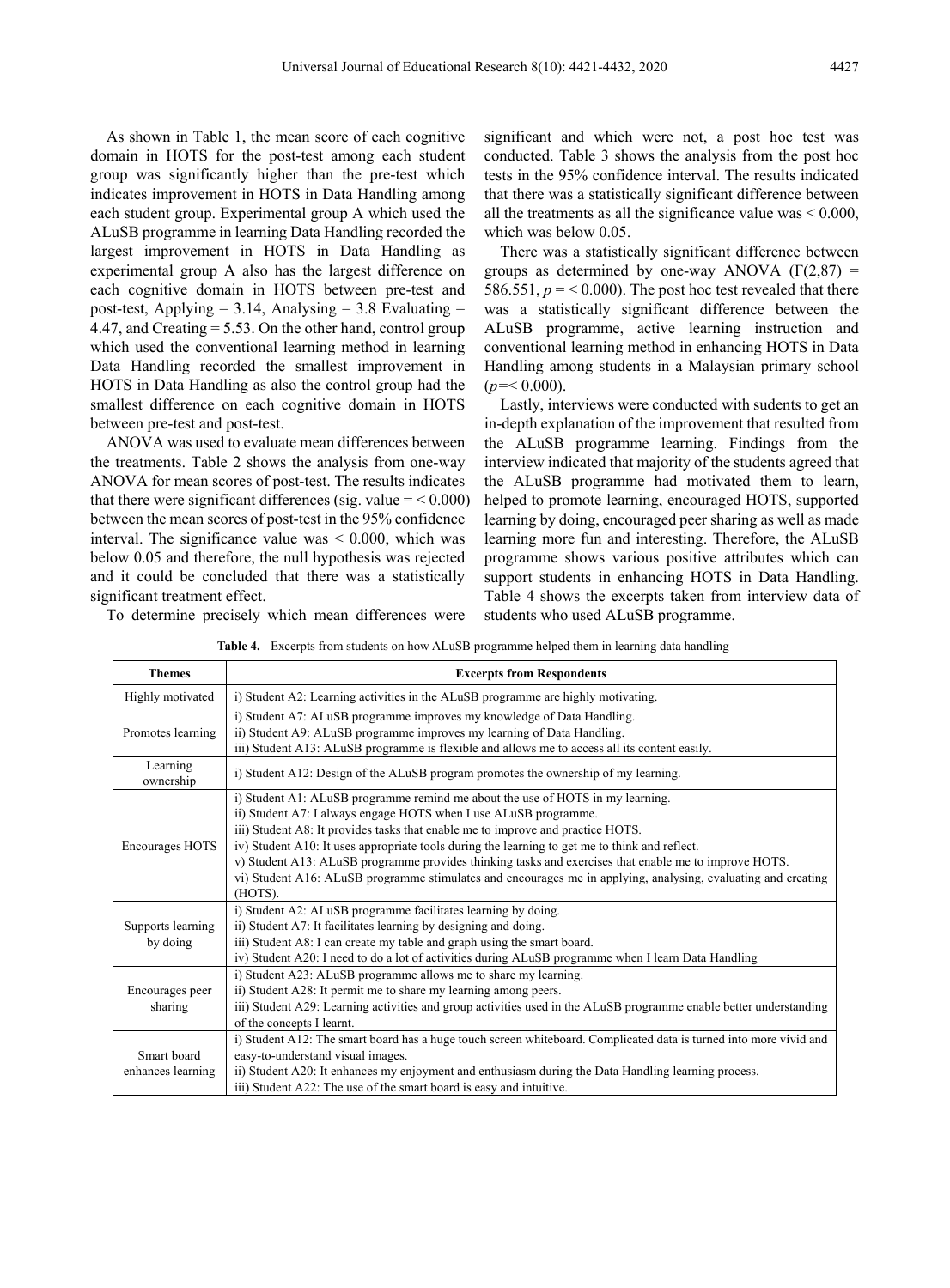As shown in Table 1, the mean score of each cognitive domain in HOTS for the post-test among each student group was significantly higher than the pre-test which indicates improvement in HOTS in Data Handling among each student group. Experimental group A which used the ALuSB programme in learning Data Handling recorded the largest improvement in HOTS in Data Handling as experimental group A also has the largest difference on each cognitive domain in HOTS between pre-test and post-test, Applying = 3.14, Analysing = 3.8 Evaluating = 4.47, and Creating = 5.53. On the other hand, control group which used the conventional learning method in learning Data Handling recorded the smallest improvement in HOTS in Data Handling as also the control group had the smallest difference on each cognitive domain in HOTS between pre-test and post-test.

ANOVA was used to evaluate mean differences between the treatments. Table 2 shows the analysis from one-way ANOVA for mean scores of post-test. The results indicates that there were significant differences (sig. value = < 0.000) between the mean scores of post-test in the 95% confidence interval. The significance value was < 0.000, which was below 0.05 and therefore, the null hypothesis was rejected and it could be concluded that there was a statistically significant treatment effect.

To determine precisely which mean differences were significant and which were not, a post hoc test was conducted. Table 3 shows the analysis from the post hoc tests in the 95% confidence interval. The results indicated that there was a statistically significant difference between all the treatments as all the significance value was < 0.000, which was below 0.05.

There was a statistically significant difference between groups as determined by one-way ANOVA ($F(2,87) = 586.551$, $p = < 0.000$). The post hoc test revealed that there was a statistically significant difference between the ALuSB programme, active learning instruction and conventional learning method in enhancing HOTS in Data Handling among students in a Malaysian primary school ($p =< 0.000$).

Lastly, interviews were conducted with sudents to get an in-depth explanation of the improvement that resulted from the ALuSB programme learning. Findings from the interview indicated that majority of the students agreed that the ALuSB programme had motivated them to learn, helped to promote learning, encouraged HOTS, supported learning by doing, encouraged peer sharing as well as made learning more fun and interesting. Therefore, the ALuSB programme shows various positive attributes which can support students in enhancing HOTS in Data Handling. Table 4 shows the excerpts taken from interview data of students who used ALuSB programme.

**Table 4.** Excerpts from students on how ALuSB programme helped them in learning data handling

| Themes | Excerpts from Respondents |
|---|---|
| Highly motivated | i) Student A2: Learning activities in the ALuSB programme are highly motivating. |
| Promotes learning | i) Student A7: ALuSB programme improves my knowledge of Data Handling.<br>ii) Student A9: ALuSB programme improves my learning of Data Handling.<br>iii) Student A13: ALuSB programme is flexible and allows me to access all its content easily. |
| Learning ownership | i) Student A12: Design of the ALuSB program promotes the ownership of my learning. |
| Encourages HOTS | i) Student A1: ALuSB programme remind me about the use of HOTS in my learning.<br>ii) Student A7: I always engage HOTS when I use ALuSB programme.<br>iii) Student A8: It provides tasks that enable me to improve and practice HOTS.<br>iv) Student A10: It uses appropriate tools during the learning to get me to think and reflect.<br>v) Student A13: ALuSB programme provides thinking tasks and exercises that enable me to improve HOTS.<br>vi) Student A16: ALuSB programme stimulates and encourages me in applying, analysing, evaluating and creating (HOTS). |
| Supports learning by doing | i) Student A2: ALuSB programme facilitates learning by doing.<br>ii) Student A7: It facilitates learning by designing and doing.<br>iii) Student A8: I can create my table and graph using the smart board.<br>iv) Student A20: I need to do a lot of activities during ALuSB programme when I learn Data Handling |
| Encourages peer sharing | i) Student A23: ALuSB programme allows me to share my learning.<br>ii) Student A28: It permit me to share my learning among peers.<br>iii) Student A29: Learning activities and group activities used in the ALuSB programme enable better understanding of the concepts I learnt. |
| Smart board enhances learning | i) Student A12: The smart board has a huge touch screen whiteboard. Complicated data is turned into more vivid and easy-to-understand visual images.<br>ii) Student A20: It enhances my enjoyment and enthusiasm during the Data Handling learning process.<br>iii) Student A22: The use of the smart board is easy and intuitive. |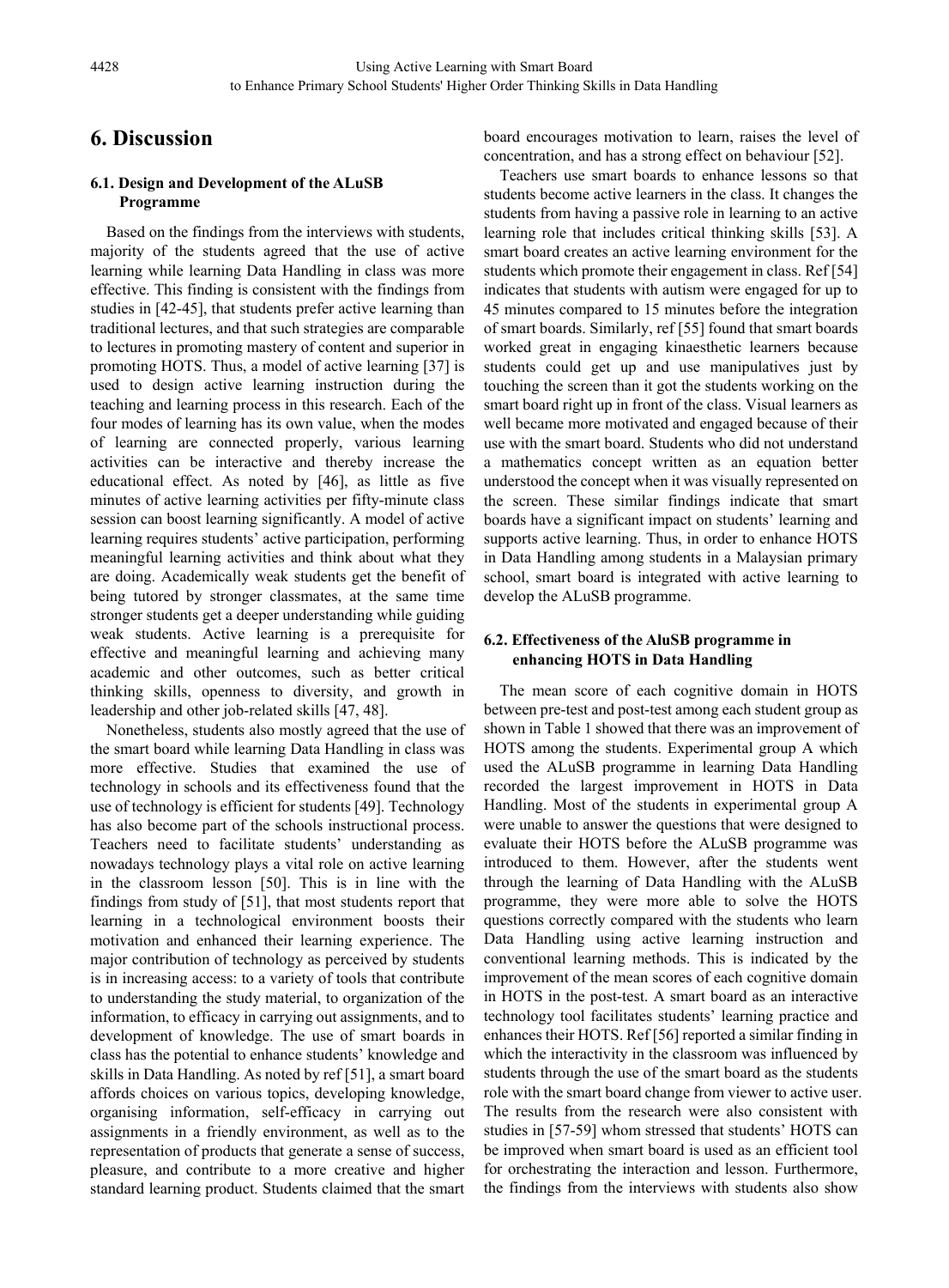# 6. Discussion

### 6.1. Design and Development of the ALuSB Programme

Based on the findings from the interviews with students, majority of the students agreed that the use of active learning while learning Data Handling in class was more effective. This finding is consistent with the findings from studies in [42-45], that students prefer active learning than traditional lectures, and that such strategies are comparable to lectures in promoting mastery of content and superior in promoting HOTS. Thus, a model of active learning [37] is used to design active learning instruction during the teaching and learning process in this research. Each of the four modes of learning has its own value, when the modes of learning are connected properly, various learning activities can be interactive and thereby increase the educational effect. As noted by [46], as little as five minutes of active learning activities per fifty-minute class session can boost learning significantly. A model of active learning requires students' active participation, performing meaningful learning activities and think about what they are doing. Academically weak students get the benefit of being tutored by stronger classmates, at the same time stronger students get a deeper understanding while guiding weak students. Active learning is a prerequisite for effective and meaningful learning and achieving many academic and other outcomes, such as better critical thinking skills, openness to diversity, and growth in leadership and other job-related skills [47, 48].

Nonetheless, students also mostly agreed that the use of the smart board while learning Data Handling in class was more effective. Studies that examined the use of technology in schools and its effectiveness found that the use of technology is efficient for students [49]. Technology has also become part of the schools instructional process. Teachers need to facilitate students' understanding as nowadays technology plays a vital role on active learning in the classroom lesson [50]. This is in line with the findings from study of [51], that most students report that learning in a technological environment boosts their motivation and enhanced their learning experience. The major contribution of technology as perceived by students is in increasing access: to a variety of tools that contribute to understanding the study material, to organization of the information, to efficacy in carrying out assignments, and to development of knowledge. The use of smart boards in class has the potential to enhance students' knowledge and skills in Data Handling. As noted by ref [51], a smart board affords choices on various topics, developing knowledge, organising information, self-efficacy in carrying out assignments in a friendly environment, as well as to the representation of products that generate a sense of success, pleasure, and contribute to a more creative and higher standard learning product. Students claimed that the smart board encourages motivation to learn, raises the level of concentration, and has a strong effect on behaviour [52].

Teachers use smart boards to enhance lessons so that students become active learners in the class. It changes the students from having a passive role in learning to an active learning role that includes critical thinking skills [53]. A smart board creates an active learning environment for the students which promote their engagement in class. Ref [54] indicates that students with autism were engaged for up to 45 minutes compared to 15 minutes before the integration of smart boards. Similarly, ref [55] found that smart boards worked great in engaging kinaesthetic learners because students could get up and use manipulatives just by touching the screen than it got the students working on the smart board right up in front of the class. Visual learners as well became more motivated and engaged because of their use with the smart board. Students who did not understand a mathematics concept written as an equation better understood the concept when it was visually represented on the screen. These similar findings indicate that smart boards have a significant impact on students' learning and supports active learning. Thus, in order to enhance HOTS in Data Handling among students in a Malaysian primary school, smart board is integrated with active learning to develop the ALuSB programme.

### 6.2. Effectiveness of the AluSB programme in enhancing HOTS in Data Handling

The mean score of each cognitive domain in HOTS between pre-test and post-test among each student group as shown in Table 1 showed that there was an improvement of HOTS among the students. Experimental group A which used the ALuSB programme in learning Data Handling recorded the largest improvement in HOTS in Data Handling. Most of the students in experimental group A were unable to answer the questions that were designed to evaluate their HOTS before the ALuSB programme was introduced to them. However, after the students went through the learning of Data Handling with the ALuSB programme, they were more able to solve the HOTS questions correctly compared with the students who learn Data Handling using active learning instruction and conventional learning methods. This is indicated by the improvement of the mean scores of each cognitive domain in HOTS in the post-test. A smart board as an interactive technology tool facilitates students' learning practice and enhances their HOTS. Ref [56] reported a similar finding in which the interactivity in the classroom was influenced by students through the use of the smart board as the students role with the smart board change from viewer to active user. The results from the research were also consistent with studies in [57-59] whom stressed that students' HOTS can be improved when smart board is used as an efficient tool for orchestrating the interaction and lesson. Furthermore, the findings from the interviews with students also show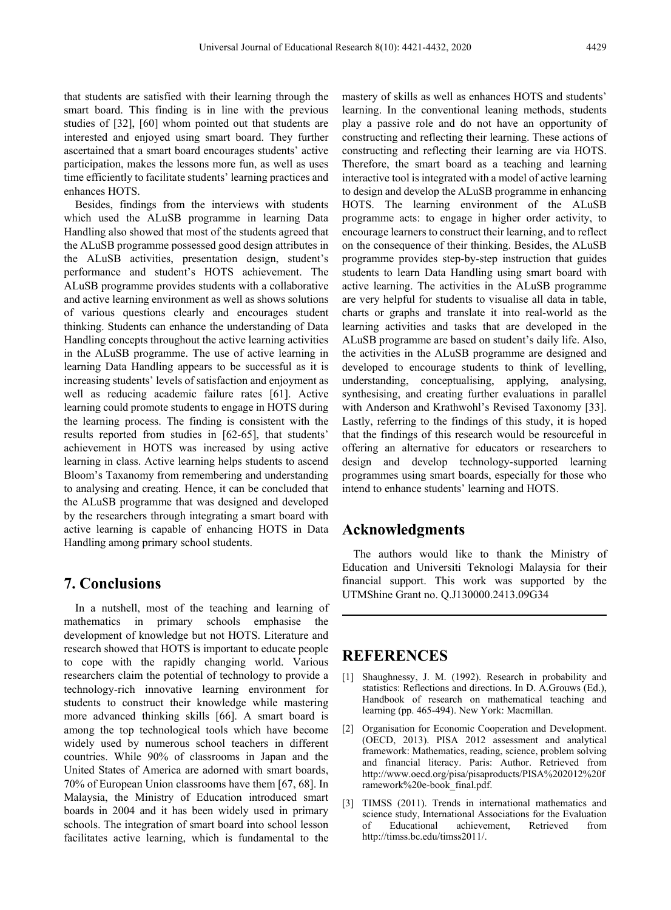that students are satisfied with their learning through the smart board. This finding is in line with the previous studies of [32], [60] whom pointed out that students are interested and enjoyed using smart board. They further ascertained that a smart board encourages students' active participation, makes the lessons more fun, as well as uses time efficiently to facilitate students' learning practices and enhances HOTS.

Besides, findings from the interviews with students which used the ALuSB programme in learning Data Handling also showed that most of the students agreed that the ALuSB programme possessed good design attributes in the ALuSB activities, presentation design, student's performance and student's HOTS achievement. The ALuSB programme provides students with a collaborative and active learning environment as well as shows solutions of various questions clearly and encourages student thinking. Students can enhance the understanding of Data Handling concepts throughout the active learning activities in the ALuSB programme. The use of active learning in learning Data Handling appears to be successful as it is increasing students' levels of satisfaction and enjoyment as well as reducing academic failure rates [61]. Active learning could promote students to engage in HOTS during the learning process. The finding is consistent with the results reported from studies in [62-65], that students' achievement in HOTS was increased by using active learning in class. Active learning helps students to ascend Bloom's Taxonomy from remembering and understanding to analysing and creating. Hence, it can be concluded that the ALuSB programme that was designed and developed by the researchers through integrating a smart board with active learning is capable of enhancing HOTS in Data Handling among primary school students.

## 7. Conclusions

In a nutshell, most of the teaching and learning of mathematics in primary schools emphasise the development of knowledge but not HOTS. Literature and research showed that HOTS is important to educate people to cope with the rapidly changing world. Various researchers claim the potential of technology to provide a technology-rich innovative learning environment for students to construct their knowledge while mastering more advanced thinking skills [66]. A smart board is among the top technological tools which have become widely used by numerous school teachers in different countries. While 90% of classrooms in Japan and the United States of America are adorned with smart boards, 70% of European Union classrooms have them [67, 68]. In Malaysia, the Ministry of Education introduced smart boards in 2004 and it has been widely used in primary schools. The integration of smart board into school lesson facilitates active learning, which is fundamental to the mastery of skills as well as enhances HOTS and students' learning. In the conventional leaning methods, students play a passive role and do not have an opportunity of constructing and reflecting their learning. These actions of constructing and reflecting their learning are via HOTS. Therefore, the smart board as a teaching and learning interactive tool is integrated with a model of active learning to design and develop the ALuSB programme in enhancing HOTS. The learning environment of the ALuSB programme acts: to engage in higher order activity, to encourage learners to construct their learning, and to reflect on the consequence of their thinking. Besides, the ALuSB programme provides step-by-step instruction that guides students to learn Data Handling using smart board with active learning. The activities in the ALuSB programme are very helpful for students to visualise all data in table, charts or graphs and translate it into real-world as the learning activities and tasks that are developed in the ALuSB programme are based on student's daily life. Also, the activities in the ALuSB programme are designed and developed to encourage students to think of levelling, understanding, conceptualising, applying, analysing, synthesising, and creating further evaluations in parallel with Anderson and Krathwohl's Revised Taxonomy [33]. Lastly, referring to the findings of this study, it is hoped that the findings of this research would be resourceful in offering an alternative for educators or researchers to design and develop technology-supported learning programmes using smart boards, especially for those who intend to enhance students' learning and HOTS.

## Acknowledgments

The authors would like to thank the Ministry of Education and Universiti Teknologi Malaysia for their financial support. This work was supported by the UTMShine Grant no. Q.J130000.2413.09G34

## REFERENCES

[1] Shaughnessy, J. M. (1992). Research in probability and statistics: Reflections and directions. In D. A.Grouws (Ed.), Handbook of research on mathematical teaching and learning (pp. 465-494). New York: Macmillan.

[2] Organisation for Economic Cooperation and Development. (OECD, 2013). PISA 2012 assessment and analytical framework: Mathematics, reading, science, problem solving and financial literacy. Paris: Author. Retrieved from http://www.oecd.org/pisa/pisaproducts/PISA%202012%20framework%20e-book_final.pdf.

[3] TIMSS (2011). Trends in international mathematics and science study, International Associations for the Evaluation of Educational achievement, Retrieved from http://timss.bc.edu/timss2011/.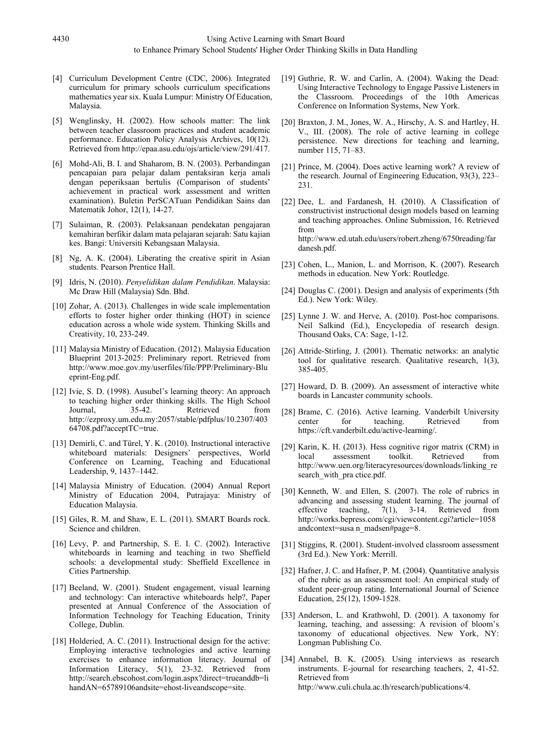[4] Curriculum Development Centre (CDC, 2006). Integrated curriculum for primary schools curriculum specifications mathematics year six. Kuala Lumpur: Ministry Of Education, Malaysia.

[5] Wenglinsky, H. (2002). How schools matter: The link between teacher classroom practices and student academic performance. Education Policy Analysis Archives, 10(12). Retrieved from http://epaa.asu.edu/ojs/article/view/291/417.

[6] Mohd-Ali, B. I. and Shaharom, B. N. (2003). Perbandingan pencapaian para pelajar dalam pentaksiran kerja amali dengan peperiksaan bertulis (Comparison of students' achievement in practical work assessment and written examination). Buletin PerSCATuan Pendidikan Sains dan Matematik Johor, 12(1), 14-27.

[7] Sulaiman, R. (2003). Pelaksanaan pendekatan pengajaran kemahiran berfikir dalam mata pelajaran sejarah: Satu kajian kes. Bangi: Universiti Kebangsaan Malaysia.

[8] Ng, A. K. (2004). Liberating the creative spirit in Asian students. Pearson Prentice Hall.

[9] Idris, N. (2010). *Penyelidikan dalam Pendidikan*. Malaysia: Mc Draw Hill (Malaysia) Sdn. Bhd.

[10] Zohar, A. (2013). Challenges in wide scale implementation efforts to foster higher order thinking (HOT) in science education across a whole wide system. Thinking Skills and Creativity, 10, 233-249.

[11] Malaysia Ministry of Education. (2012). Malaysia Education Blueprint 2013-2025: Preliminary report. Retrieved from http://www.moe.gov.my/userfiles/file/PPP/Preliminary-Blueprint-Eng.pdf.

[12] Ivie, S. D. (1998). Ausubel's learning theory: An approach to teaching higher order thinking skills. The High School Journal, 35-42. Retrieved from http://ezproxy.um.edu.my:2057/stable/pdfplus/10.2307/40364708.pdf?acceptTC=true.

[13] Demirli, C. and Türel, Y. K. (2010). Instructional interactive whiteboard materials: Designers' perspectives, World Conference on Learning, Teaching and Educational Leadership, 9, 1437–1442.

[14] Malaysia Ministry of Education. (2004) Annual Report Ministry of Education 2004, Putrajaya: Ministry of Education Malaysia.

[15] Giles, R. M. and Shaw, E. L. (2011). SMART Boards rock. Science and children.

[16] Levy, P. and Partnership, S. E. I. C. (2002). Interactive whiteboards in learning and teaching in two Sheffield schools: a developmental study: Sheffield Excellence in Cities Partnership.

[17] Beeland, W. (2001). Student engagement, visual learning and technology: Can interactive whiteboards help?, Paper presented at Annual Conference of the Association of Information Technology for Teaching Education, Trinity College, Dublin.

[18] Holderied, A. C. (2011). Instructional design for the active: Employing interactive technologies and active learning exercises to enhance information literacy. Journal of Information Literacy, 5(1), 23-32. Retrieved from http://search.ebscohost.com/login.aspx?direct=trueanddb=lihandAN=65789106andsite=ehost-liveandscope=site.

[19] Guthrie, R. W. and Carlin, A. (2004). Waking the Dead: Using Interactive Technology to Engage Passive Listeners in the Classroom. Proceedings of the 10th Americas Conference on Information Systems, New York.

[20] Braxton, J. M., Jones, W. A., Hirschy, A. S. and Hartley, H. V., III. (2008). The role of active learning in college persistence. New directions for teaching and learning, number 115, 71–83.

[21] Prince, M. (2004). Does active learning work? A review of the research. Journal of Engineering Education, 93(3), 223–231.

[22] Dee, L. and Fardanesh, H. (2010). A Classification of constructivist instructional design models based on learning and teaching approaches. Online Submission, 16. Retrieved from http://www.ed.utah.edu/users/robert.zheng/6750reading/fardanesh.pdf.

[23] Cohen, L., Manion, L. and Morrison, K. (2007). Research methods in education. New York: Routledge.

[24] Douglas C. (2001). Design and analysis of experiments (5th Ed.). New York: Wiley.

[25] Lynne J. W. and Herve, A. (2010). Post-hoc comparisons. Neil Salkind (Ed.), Encyclopedia of research design. Thousand Oaks, CA: Sage, 1-12.

[26] Attride-Stirling, J. (2001). Thematic networks: an analytic tool for qualitative research. Qualitative research, 1(3), 385-405.

[27] Howard, D. B. (2009). An assessment of interactive white boards in Lancaster community schools.

[28] Brame, C. (2016). Active learning. Vanderbilt University center for teaching. Retrieved from https://cft.vanderbilt.edu/active-learning/.

[29] Karin, K. H. (2013). Hess cognitive rigor matrix (CRM) in local assessment toolkit. Retrieved from http://www.uen.org/literacyresources/downloads/linking_research_with_pra ctice.pdf.

[30] Kenneth, W. and Ellen, S. (2007). The role of rubrics in advancing and assessing student learning. The journal of effective teaching, 7(1), 3-14. Retrieved from http://works.bepress.com/cgi/viewcontent.cgi?article=1058andcontext=susa n_madsen#page=8.

[31] Stiggins, R. (2001). Student-involved classroom assessment (3rd Ed.). New York: Merrill.

[32] Hafner, J. C. and Hafner, P. M. (2004). Quantitative analysis of the rubric as an assessment tool: An empirical study of student peer-group rating. International Journal of Science Education, 25(12), 1509-1528.

[33] Anderson, L. and Krathwohl, D. (2001). A taxonomy for learning, teaching, and assessing: A revision of bloom's taxonomy of educational objectives. New York, NY: Longman Publishing Co.

[34] Annabel, B. K. (2005). Using interviews as research instruments. E-journal for researching teachers, 2, 41-52. Retrieved from http://www.culi.chula.ac.th/research/publications/4.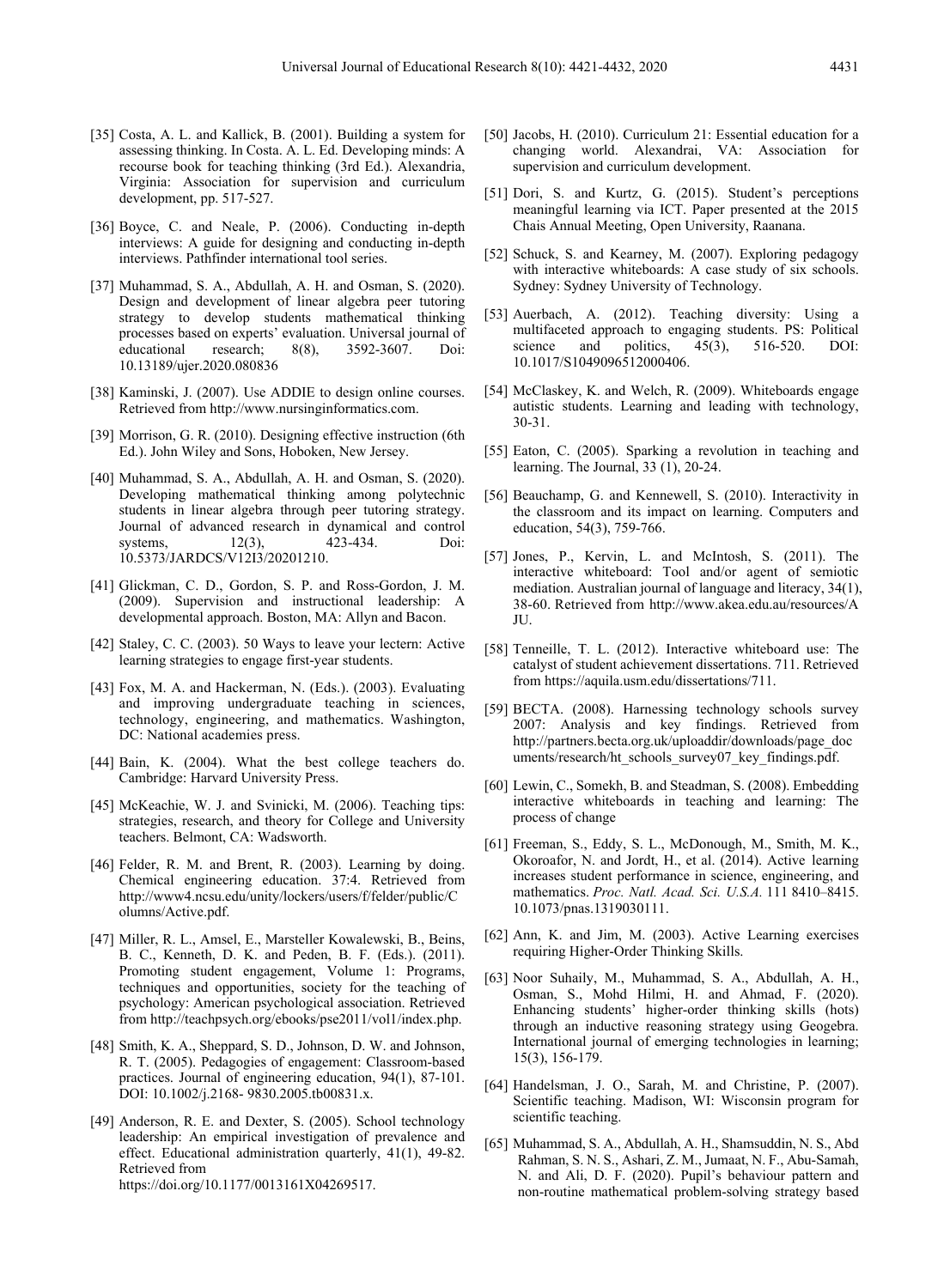[35] Costa, A. L. and Kallick, B. (2001). Building a system for assessing thinking. In Costa. A. L. Ed. Developing minds: A recourse book for teaching thinking (3rd Ed.). Alexandria, Virginia: Association for supervision and curriculum development, pp. 517-527.

[36] Boyce, C. and Neale, P. (2006). Conducting in-depth interviews: A guide for designing and conducting in-depth interviews. Pathfinder international tool series.

[37] Muhammad, S. A., Abdullah, A. H. and Osman, S. (2020). Design and development of linear algebra peer tutoring strategy to develop students mathematical thinking processes based on experts' evaluation. Universal journal of educational research; 8(8), 3592-3607. Doi: 10.13189/ujer.2020.080836

[38] Kaminski, J. (2007). Use ADDIE to design online courses. Retrieved from http://www.nursinginformatics.com.

[39] Morrison, G. R. (2010). Designing effective instruction (6th Ed.). John Wiley and Sons, Hoboken, New Jersey.

[40] Muhammad, S. A., Abdullah, A. H. and Osman, S. (2020). Developing mathematical thinking among polytechnic students in linear algebra through peer tutoring strategy. Journal of advanced research in dynamical and control systems, 12(3), 423-434. Doi: 10.5373/JARDCS/V12I3/20201210.

[41] Glickman, C. D., Gordon, S. P. and Ross-Gordon, J. M. (2009). Supervision and instructional leadership: A developmental approach. Boston, MA: Allyn and Bacon.

[42] Staley, C. C. (2003). 50 Ways to leave your lectern: Active learning strategies to engage first-year students.

[43] Fox, M. A. and Hackerman, N. (Eds.). (2003). Evaluating and improving undergraduate teaching in sciences, technology, engineering, and mathematics. Washington, DC: National academies press.

[44] Bain, K. (2004). What the best college teachers do. Cambridge: Harvard University Press.

[45] McKeachie, W. J. and Svinicki, M. (2006). Teaching tips: strategies, research, and theory for College and University teachers. Belmont, CA: Wadsworth.

[46] Felder, R. M. and Brent, R. (2003). Learning by doing. Chemical engineering education. 37:4. Retrieved from http://www4.ncsu.edu/unity/lockers/users/f/felder/public/Columns/Active.pdf.

[47] Miller, R. L., Amsel, E., Marsteller Kowalewski, B., Beins, B. C., Kenneth, D. K. and Peden, B. F. (Eds.). (2011). Promoting student engagement, Volume 1: Programs, techniques and opportunities, society for the teaching of psychology: American psychological association. Retrieved from http://teachpsych.org/ebooks/pse2011/vol1/index.php.

[48] Smith, K. A., Sheppard, S. D., Johnson, D. W. and Johnson, R. T. (2005). Pedagogies of engagement: Classroom-based practices. Journal of engineering education, 94(1), 87-101. DOI: 10.1002/j.2168- 9830.2005.tb00831.x.

[49] Anderson, R. E. and Dexter, S. (2005). School technology leadership: An empirical investigation of prevalence and effect. Educational administration quarterly, 41(1), 49-82. Retrieved from https://doi.org/10.1177/0013161X04269517.

[50] Jacobs, H. (2010). Curriculum 21: Essential education for a changing world. Alexandrai, VA: Association for supervision and curriculum development.

[51] Dori, S. and Kurtz, G. (2015). Student's perceptions meaningful learning via ICT. Paper presented at the 2015 Chais Annual Meeting, Open University, Raanana.

[52] Schuck, S. and Kearney, M. (2007). Exploring pedagogy with interactive whiteboards: A case study of six schools. Sydney: Sydney University of Technology.

[53] Auerbach, A. (2012). Teaching diversity: Using a multifaceted approach to engaging students. PS: Political science and politics, 45(3), 516-520. DOI: 10.1017/S1049096512000406.

[54] McClaskey, K. and Welch, R. (2009). Whiteboards engage autistic students. Learning and leading with technology, 30-31.

[55] Eaton, C. (2005). Sparking a revolution in teaching and learning. The Journal, 33 (1), 20-24.

[56] Beauchamp, G. and Kennewell, S. (2010). Interactivity in the classroom and its impact on learning. Computers and education, 54(3), 759-766.

[57] Jones, P., Kervin, L. and McIntosh, S. (2011). The interactive whiteboard: Tool and/or agent of semiotic mediation. Australian journal of language and literacy, 34(1), 38-60. Retrieved from http://www.akea.edu.au/resources/AJU.

[58] Tenneille, T. L. (2012). Interactive whiteboard use: The catalyst of student achievement dissertations. 711. Retrieved from https://aquila.usm.edu/dissertations/711.

[59] BECTA. (2008). Harnessing technology schools survey 2007: Analysis and key findings. Retrieved from http://partners.becta.org.uk/uploaddir/downloads/page_documents/research/ht_schools_survey07_key_findings.pdf.

[60] Lewin, C., Somekh, B. and Steadman, S. (2008). Embedding interactive whiteboards in teaching and learning: The process of change

[61] Freeman, S., Eddy, S. L., McDonough, M., Smith, M. K., Okoroafor, N. and Jordt, H., et al. (2014). Active learning increases student performance in science, engineering, and mathematics. *Proc. Natl. Acad. Sci. U.S.A.* 111 8410–8415. 10.1073/pnas.1319030111.

[62] Ann, K. and Jim, M. (2003). Active Learning exercises requiring Higher-Order Thinking Skills.

[63] Noor Suhaily, M., Muhammad, S. A., Abdullah, A. H., Osman, S., Mohd Hilmi, H. and Ahmad, F. (2020). Enhancing students' higher-order thinking skills (hots) through an inductive reasoning strategy using Geogebra. International journal of emerging technologies in learning; 15(3), 156-179.

[64] Handelsman, J. O., Sarah, M. and Christine, P. (2007). Scientific teaching. Madison, WI: Wisconsin program for scientific teaching.

[65] Muhammad, S. A., Abdullah, A. H., Shamsuddin, N. S., Abd Rahman, S. N. S., Ashari, Z. M., Jumaat, N. F., Abu-Samah, N. and Ali, D. F. (2020). Pupil's behaviour pattern and non-routine mathematical problem-solving strategy based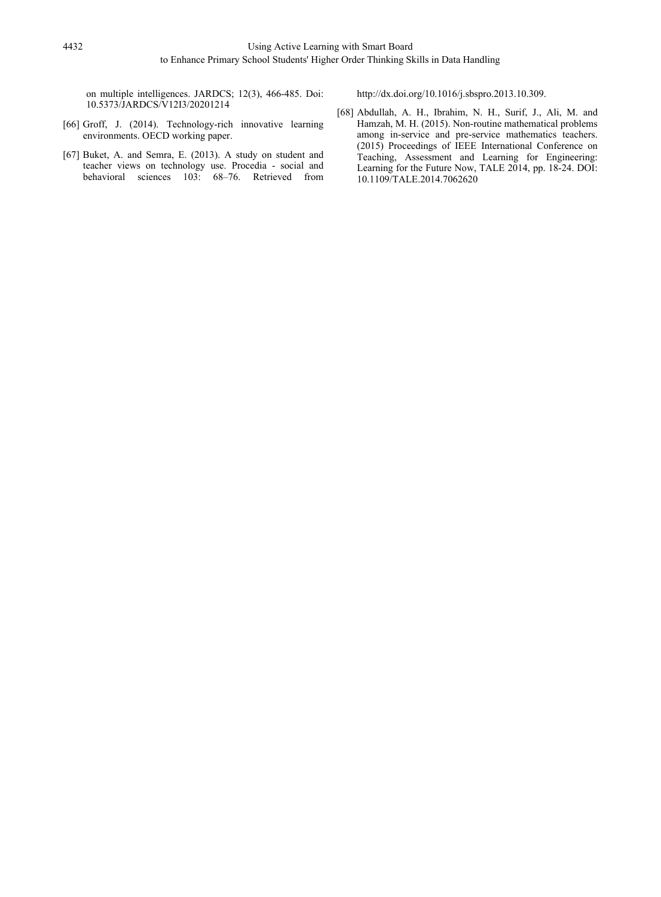on multiple intelligences. JARDCS; 12(3), 466-485. Doi: 10.5373/JARDCS/V12I3/20201214

[66] Groff, J. (2014). Technology-rich innovative learning environments. OECD working paper.

[67] Buket, A. and Semra, E. (2013). A study on student and teacher views on technology use. Procedia - social and behavioral sciences 103: 68–76. Retrieved from http://dx.doi.org/10.1016/j.sbspro.2013.10.309.

[68] Abdullah, A. H., Ibrahim, N. H., Surif, J., Ali, M. and Hamzah, M. H. (2015). Non-routine mathematical problems among in-service and pre-service mathematics teachers. (2015) Proceedings of IEEE International Conference on Teaching, Assessment and Learning for Engineering: Learning for the Future Now, TALE 2014, pp. 18-24. DOI: 10.1109/TALE.2014.7062620